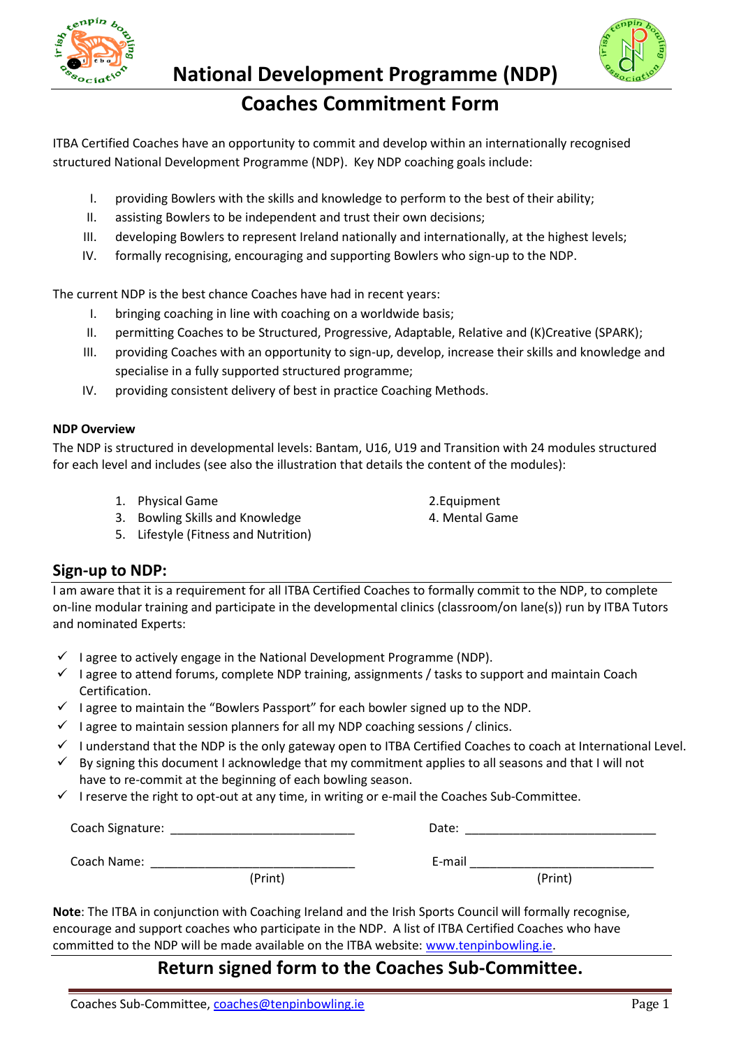# National Development Programme (NDP)

## Coaches Commitment Form

ITBA Certified Coaches have an opportunity to commit and develop within an internationally recognised structured National Development Programme (NDP). Key NDP coaching goals include:

I. providing Bowlers with the skills and knowledge to perform to the best of their ability;
II. assisting Bowlers to be independent and trust their own decisions;
III. developing Bowlers to represent Ireland nationally and internationally, at the highest levels;
IV. formally recognising, encouraging and supporting Bowlers who sign-up to the NDP.

The current NDP is the best chance Coaches have had in recent years:

I. bringing coaching in line with coaching on a worldwide basis;
II. permitting Coaches to be Structured, Progressive, Adaptable, Relative and (K)Creative (SPARK);
III. providing Coaches with an opportunity to sign-up, develop, increase their skills and knowledge and specialise in a fully supported structured programme;
IV. providing consistent delivery of best in practice Coaching Methods.

**NDP Overview**

The NDP is structured in developmental levels: Bantam, U16, U19 and Transition with 24 modules structured for each level and includes (see also the illustration that details the content of the modules):

1. Physical Game
2. Equipment
3. Bowling Skills and Knowledge
4. Mental Game
5. Lifestyle (Fitness and Nutrition)

## Sign-up to NDP:

I am aware that it is a requirement for all ITBA Certified Coaches to formally commit to the NDP, to complete on-line modular training and participate in the developmental clinics (classroom/on lane(s)) run by ITBA Tutors and nominated Experts:

- ✓ I agree to actively engage in the National Development Programme (NDP).
- ✓ I agree to attend forums, complete NDP training, assignments / tasks to support and maintain Coach Certification.
- ✓ I agree to maintain the "Bowlers Passport" for each bowler signed up to the NDP.
- ✓ I agree to maintain session planners for all my NDP coaching sessions / clinics.
- ✓ I understand that the NDP is the only gateway open to ITBA Certified Coaches to coach at International Level.
- ✓ By signing this document I acknowledge that my commitment applies to all seasons and that I will not have to re-commit at the beginning of each bowling season.
- ✓ I reserve the right to opt-out at any time, in writing or e-mail the Coaches Sub-Committee.

Coach Signature: ___________________________ Date: ____________________________

Coach Name: ______________________________ (Print) E-mail ___________________________ (Print)

**Note**: The ITBA in conjunction with Coaching Ireland and the Irish Sports Council will formally recognise, encourage and support coaches who participate in the NDP. A list of ITBA Certified Coaches who have committed to the NDP will be made available on the ITBA website: www.tenpinbowling.ie.

## Return signed form to the Coaches Sub-Committee.

Coaches Sub-Committee, coaches@tenpinbowling.ie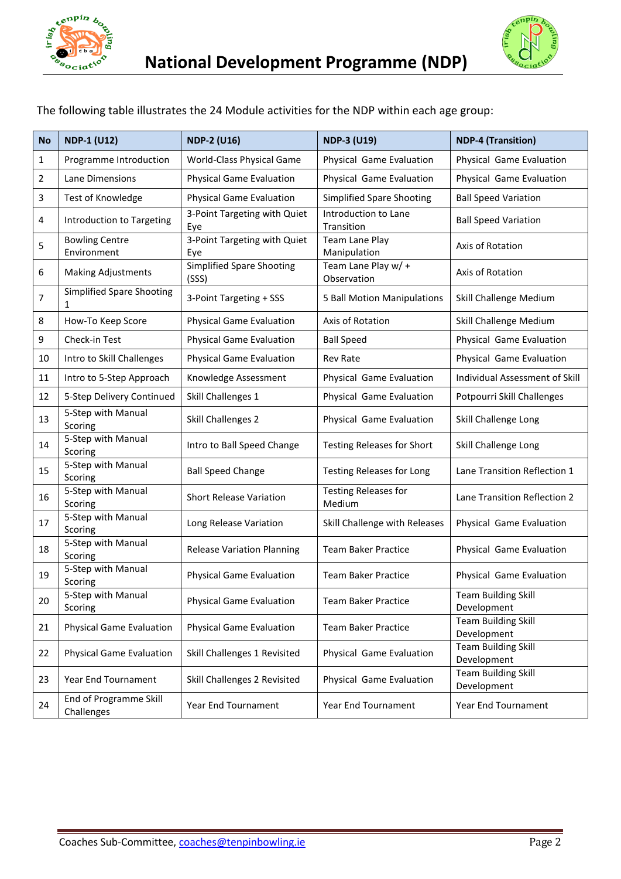# National Development Programme (NDP)

The following table illustrates the 24 Module activities for the NDP within each age group:

| No | NDP-1 (U12) | NDP-2 (U16) | NDP-3 (U19) | NDP-4 (Transition) |
|---|---|---|---|---|
| 1 | Programme Introduction | World-Class Physical Game | Physical Game Evaluation | Physical Game Evaluation |
| 2 | Lane Dimensions | Physical Game Evaluation | Physical Game Evaluation | Physical Game Evaluation |
| 3 | Test of Knowledge | Physical Game Evaluation | Simplified Spare Shooting | Ball Speed Variation |
| 4 | Introduction to Targeting | 3-Point Targeting with Quiet Eye | Introduction to Lane Transition | Ball Speed Variation |
| 5 | Bowling Centre Environment | 3-Point Targeting with Quiet Eye | Team Lane Play Manipulation | Axis of Rotation |
| 6 | Making Adjustments | Simplified Spare Shooting (SSS) | Team Lane Play w/ + Observation | Axis of Rotation |
| 7 | Simplified Spare Shooting 1 | 3-Point Targeting + SSS | 5 Ball Motion Manipulations | Skill Challenge Medium |
| 8 | How-To Keep Score | Physical Game Evaluation | Axis of Rotation | Skill Challenge Medium |
| 9 | Check-in Test | Physical Game Evaluation | Ball Speed | Physical Game Evaluation |
| 10 | Intro to Skill Challenges | Physical Game Evaluation | Rev Rate | Physical Game Evaluation |
| 11 | Intro to 5-Step Approach | Knowledge Assessment | Physical Game Evaluation | Individual Assessment of Skill |
| 12 | 5-Step Delivery Continued | Skill Challenges 1 | Physical Game Evaluation | Potpourri Skill Challenges |
| 13 | 5-Step with Manual Scoring | Skill Challenges 2 | Physical Game Evaluation | Skill Challenge Long |
| 14 | 5-Step with Manual Scoring | Intro to Ball Speed Change | Testing Releases for Short | Skill Challenge Long |
| 15 | 5-Step with Manual Scoring | Ball Speed Change | Testing Releases for Long | Lane Transition Reflection 1 |
| 16 | 5-Step with Manual Scoring | Short Release Variation | Testing Releases for Medium | Lane Transition Reflection 2 |
| 17 | 5-Step with Manual Scoring | Long Release Variation | Skill Challenge with Releases | Physical Game Evaluation |
| 18 | 5-Step with Manual Scoring | Release Variation Planning | Team Baker Practice | Physical Game Evaluation |
| 19 | 5-Step with Manual Scoring | Physical Game Evaluation | Team Baker Practice | Physical Game Evaluation |
| 20 | 5-Step with Manual Scoring | Physical Game Evaluation | Team Baker Practice | Team Building Skill Development |
| 21 | Physical Game Evaluation | Physical Game Evaluation | Team Baker Practice | Team Building Skill Development |
| 22 | Physical Game Evaluation | Skill Challenges 1 Revisited | Physical Game Evaluation | Team Building Skill Development |
| 23 | Year End Tournament | Skill Challenges 2 Revisited | Physical Game Evaluation | Team Building Skill Development |
| 24 | End of Programme Skill Challenges | Year End Tournament | Year End Tournament | Year End Tournament |

Coaches Sub-Committee, coaches@tenpinbowling.ie